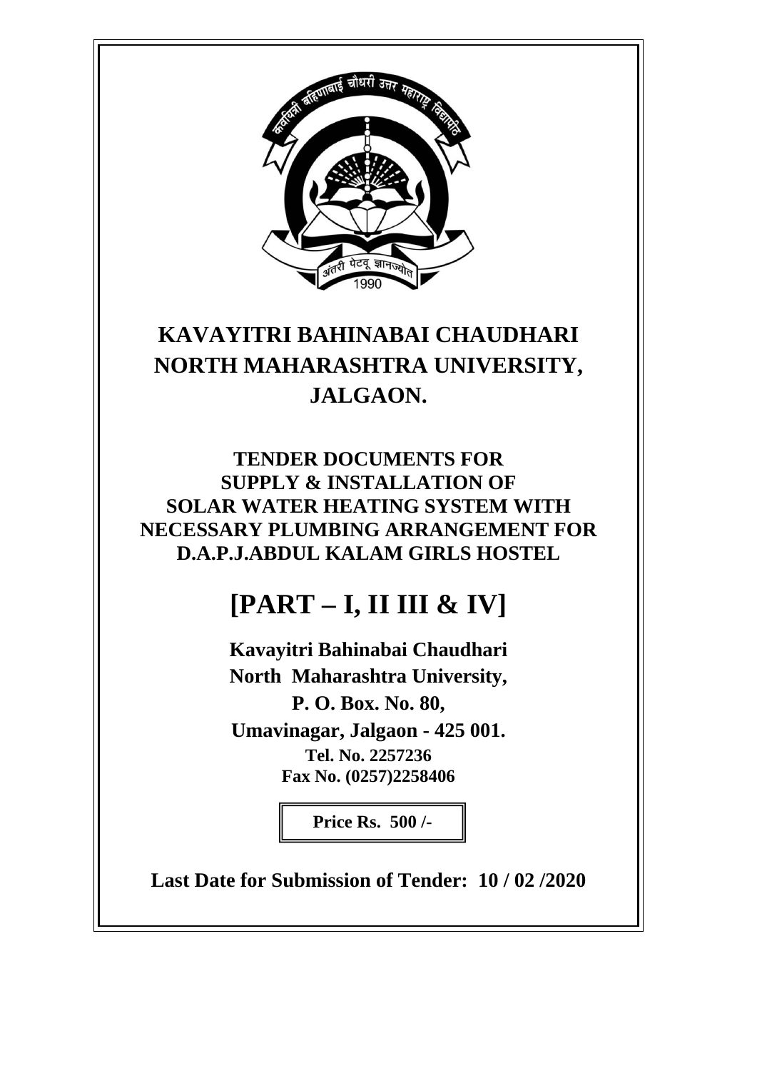# KAVAYITRI BAHINABAI CHAUDHARI NORTH MAHARASHTRA UNIVERSITY, JALGAON.

## TENDER DOCUMENTS FOR SUPPLY & INSTALLATION OF SOLAR WATER HEATING SYSTEM WITH NECESSARY PLUMBING ARRANGEMENT FOR D.A.P.J.ABDUL KALAM GIRLS HOSTEL

# [PART – I, II III & IV]

**Kavayitri Bahinabai Chaudhari**
**North Maharashtra University,**
**P. O. Box. No. 80,**
**Umavinagar, Jalgaon - 425 001.**
**Tel. No. 2257236**
**Fax No. (0257)2258406**

**Price Rs. 500 /-**

**Last Date for Submission of Tender: 10 / 02 /2020**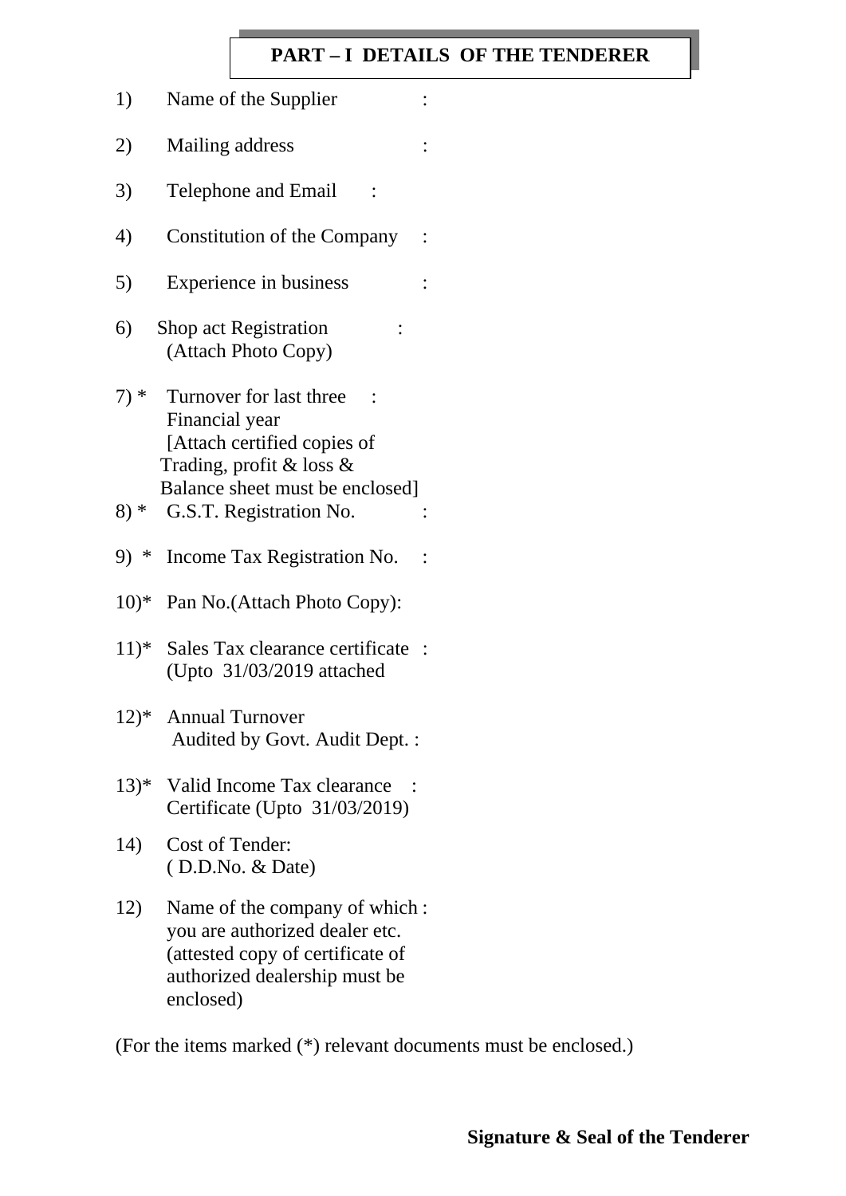## PART – I DETAILS OF THE TENDERER

1) Name of the Supplier :

2) Mailing address :

3) Telephone and Email :

4) Constitution of the Company :

5) Experience in business :

6) Shop act Registration :
(Attach Photo Copy)

7) * Turnover for last three :
Financial year
[Attach certified copies of
Trading, profit & loss &
Balance sheet must be enclosed]

8) * G.S.T. Registration No. :

9) * Income Tax Registration No. :

10)* Pan No.(Attach Photo Copy):

11)* Sales Tax clearance certificate :
(Upto 31/03/2019 attached

12)* Annual Turnover
Audited by Govt. Audit Dept. :

13)* Valid Income Tax clearance :
Certificate (Upto 31/03/2019)

14) Cost of Tender:
( D.D.No. & Date)

12) Name of the company of which :
you are authorized dealer etc.
(attested copy of certificate of
authorized dealership must be
enclosed)

(For the items marked (*) relevant documents must be enclosed.)

**Signature & Seal of the Tenderer**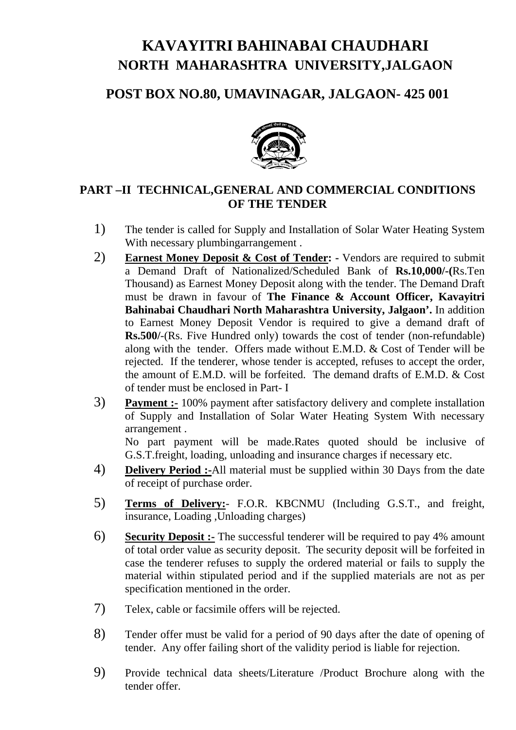# KAVAYITRI BAHINABAI CHAUDHARI
## NORTH MAHARASHTRA UNIVERSITY,JALGAON

## POST BOX NO.80, UMAVINAGAR, JALGAON- 425 001

### PART –II TECHNICAL,GENERAL AND COMMERCIAL CONDITIONS OF THE TENDER

1) The tender is called for Supply and Installation of Solar Water Heating System With necessary plumbingarrangement .

2) **Earnest Money Deposit & Cost of Tender: -** Vendors are required to submit a Demand Draft of Nationalized/Scheduled Bank of **Rs.10,000/-(**Rs.Ten Thousand) as Earnest Money Deposit along with the tender. The Demand Draft must be drawn in favour of **The Finance & Account Officer, Kavayitri Bahinabai Chaudhari North Maharashtra University, Jalgaon'.** In addition to Earnest Money Deposit Vendor is required to give a demand draft of **Rs.500/**-(Rs. Five Hundred only) towards the cost of tender (non-refundable) along with the tender. Offers made without E.M.D. & Cost of Tender will be rejected. If the tenderer, whose tender is accepted, refuses to accept the order, the amount of E.M.D. will be forfeited. The demand drafts of E.M.D. & Cost of tender must be enclosed in Part- I

3) **Payment :-** 100% payment after satisfactory delivery and complete installation of Supply and Installation of Solar Water Heating System With necessary arrangement .
No part payment will be made.Rates quoted should be inclusive of G.S.T.freight, loading, unloading and insurance charges if necessary etc.

4) **Delivery Period :-**All material must be supplied within 30 Days from the date of receipt of purchase order.

5) **Terms of Delivery:**- F.O.R. KBCNMU (Including G.S.T., and freight, insurance, Loading ,Unloading charges)

6) **Security Deposit :-** The successful tenderer will be required to pay 4% amount of total order value as security deposit. The security deposit will be forfeited in case the tenderer refuses to supply the ordered material or fails to supply the material within stipulated period and if the supplied materials are not as per specification mentioned in the order.

7) Telex, cable or facsimile offers will be rejected.

8) Tender offer must be valid for a period of 90 days after the date of opening of tender. Any offer failing short of the validity period is liable for rejection.

9) Provide technical data sheets/Literature /Product Brochure along with the tender offer.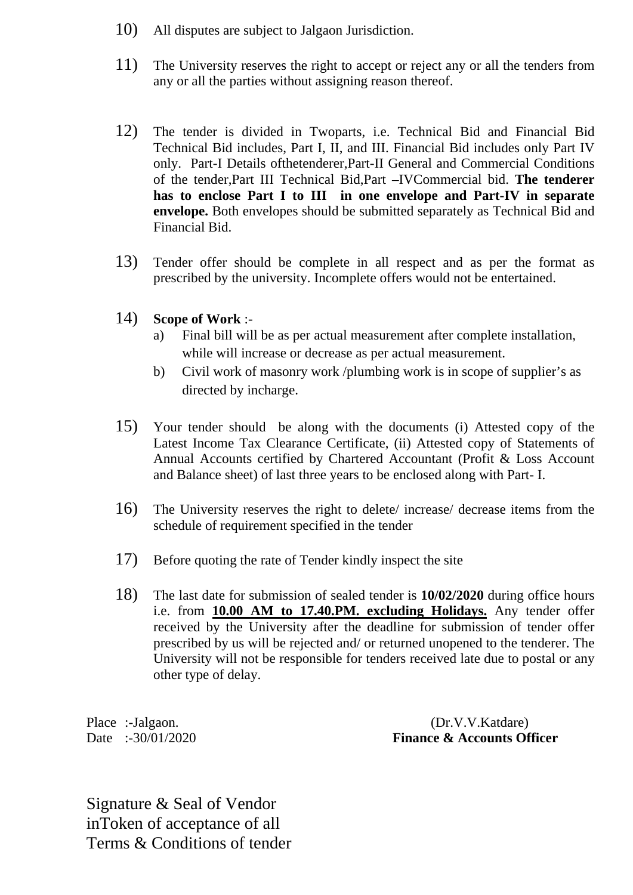10) All disputes are subject to Jalgaon Jurisdiction.

11) The University reserves the right to accept or reject any or all the tenders from any or all the parties without assigning reason thereof.

12) The tender is divided in Twoparts, i.e. Technical Bid and Financial Bid Technical Bid includes, Part I, II, and III. Financial Bid includes only Part IV only. Part-I Details ofthetenderer,Part-II General and Commercial Conditions of the tender,Part III Technical Bid,Part –IVCommercial bid. **The tenderer has to enclose Part I to III in one envelope and Part-IV in separate envelope.** Both envelopes should be submitted separately as Technical Bid and Financial Bid.

13) Tender offer should be complete in all respect and as per the format as prescribed by the university. Incomplete offers would not be entertained.

14) **Scope of Work** :-
   a) Final bill will be as per actual measurement after complete installation, while will increase or decrease as per actual measurement.
   b) Civil work of masonry work /plumbing work is in scope of supplier's as directed by incharge.

15) Your tender should be along with the documents (i) Attested copy of the Latest Income Tax Clearance Certificate, (ii) Attested copy of Statements of Annual Accounts certified by Chartered Accountant (Profit & Loss Account and Balance sheet) of last three years to be enclosed along with Part- I.

16) The University reserves the right to delete/ increase/ decrease items from the schedule of requirement specified in the tender

17) Before quoting the rate of Tender kindly inspect the site

18) The last date for submission of sealed tender is **10/02/2020** during office hours i.e. from **<u>10.00 AM to 17.40.PM. excluding Holidays.</u>** Any tender offer received by the University after the deadline for submission of tender offer prescribed by us will be rejected and/ or returned unopened to the tenderer. The University will not be responsible for tenders received late due to postal or any other type of delay.

Place :-Jalgaon.
Date :-30/01/2020

(Dr.V.V.Katdare)
**Finance & Accounts Officer**

Signature & Seal of Vendor
inToken of acceptance of all
Terms & Conditions of tender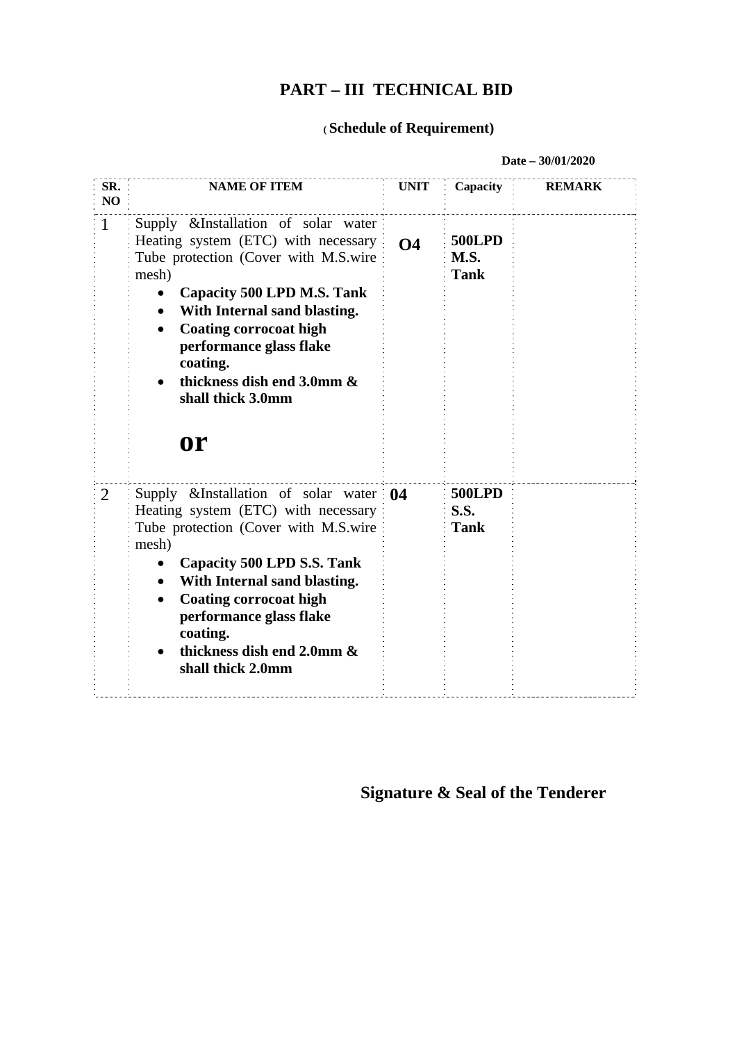# PART – III TECHNICAL BID

## ( Schedule of Requirement)

**Date – 30/01/2020**

| SR. NO | NAME OF ITEM | UNIT | Capacity | REMARK |
|---|---|---|---|---|
| 1 | Supply &Installation of solar water Heating system (ETC) with necessary Tube protection (Cover with M.S.wire mesh)<br>• **Capacity 500 LPD M.S. Tank**<br>• **With Internal sand blasting.**<br>• **Coating corrocoat high performance glass flake coating.**<br>• **thickness dish end 3.0mm & shall thick 3.0mm**<br><br>**or** | **O4** | **500LPD M.S. Tank** | |
| 2 | Supply &Installation of solar water Heating system (ETC) with necessary Tube protection (Cover with M.S.wire mesh)<br>• **Capacity 500 LPD S.S. Tank**<br>• **With Internal sand blasting.**<br>• **Coating corrocoat high performance glass flake coating.**<br>• **thickness dish end 2.0mm & shall thick 2.0mm** | **04** | **500LPD S.S. Tank** | |

**Signature & Seal of the Tenderer**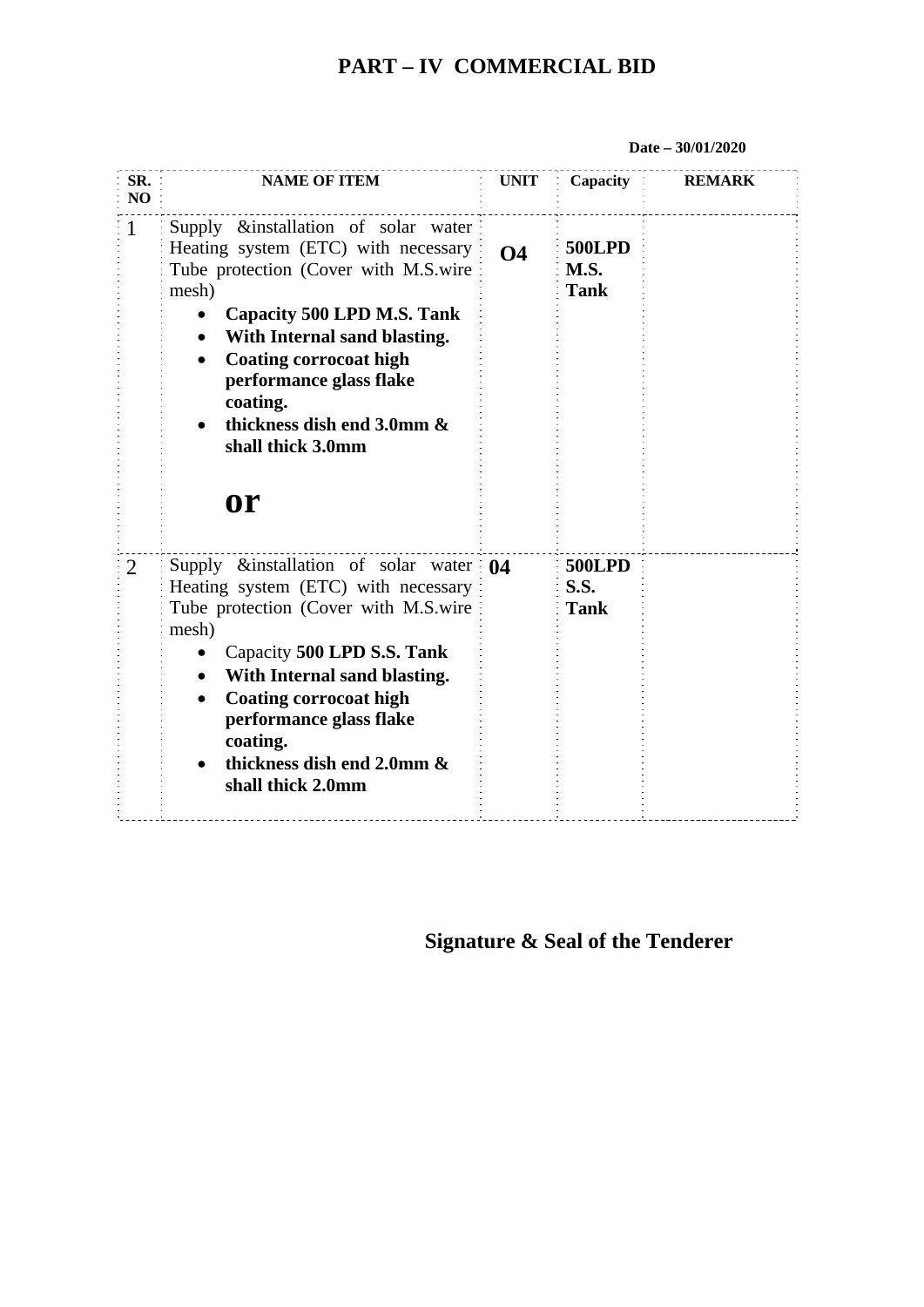# PART – IV COMMERCIAL BID

**Date – 30/01/2020**

| SR. NO | NAME OF ITEM | UNIT | Capacity | REMARK |
|---|---|---|---|---|
| 1 | Supply &installation of solar water Heating system (ETC) with necessary Tube protection (Cover with M.S.wire mesh)<br>• **Capacity 500 LPD M.S. Tank**<br>• **With Internal sand blasting.**<br>• **Coating corrocoat high performance glass flake coating.**<br>• **thickness dish end 3.0mm & shall thick 3.0mm**<br><br>**or** | **O4** | **500LPD M.S. Tank** | |
| 2 | Supply &installation of solar water Heating system (ETC) with necessary Tube protection (Cover with M.S.wire mesh)<br>• Capacity **500 LPD S.S. Tank**<br>• **With Internal sand blasting.**<br>• **Coating corrocoat high performance glass flake coating.**<br>• **thickness dish end 2.0mm & shall thick 2.0mm** | **04** | **500LPD S.S. Tank** | |

**Signature & Seal of the Tenderer**